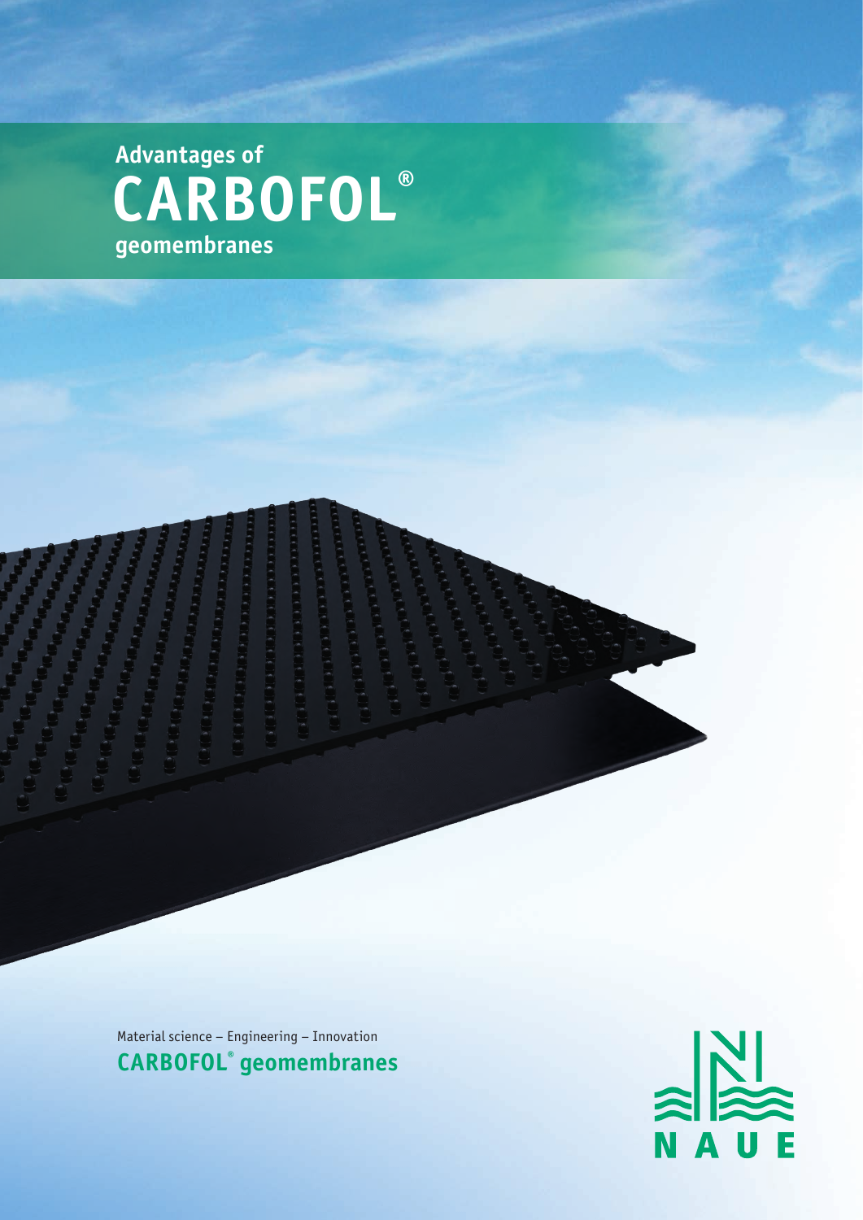# Advantages of CARBOFOL® geomembranes

Material science – Engineering – Innovation

**CARBOFOL® geomembranes**

NAUE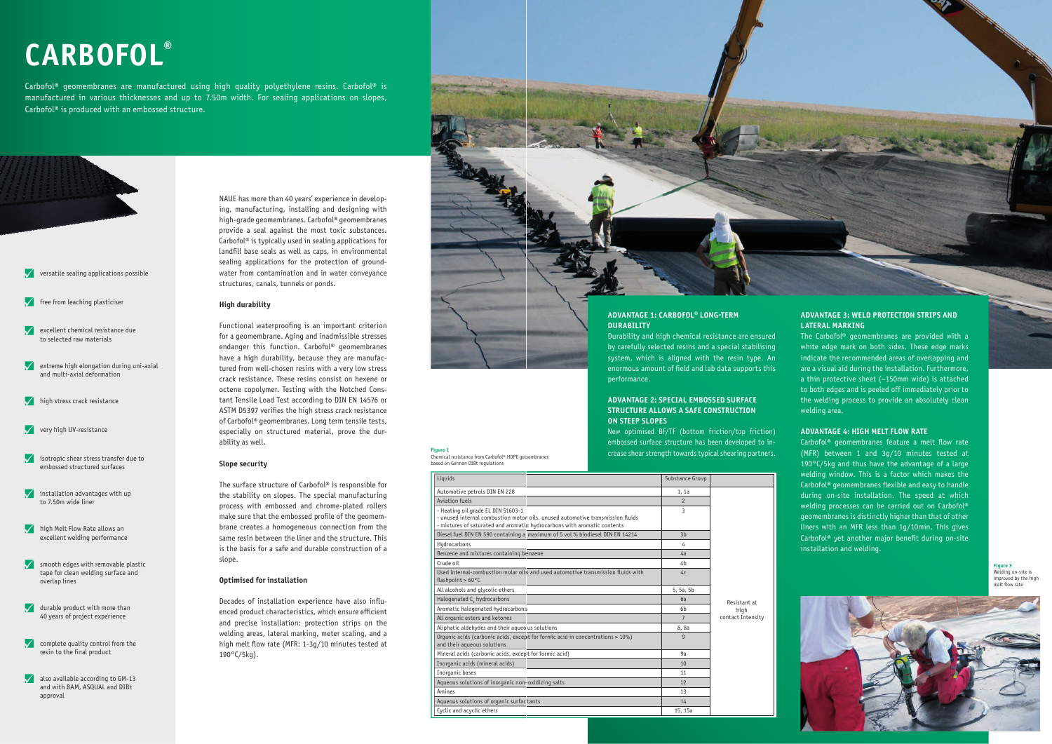# CARBOFOL®

Carbofol® geomembranes are manufactured using high quality polyethylene resins. Carbofol® is manufactured in various thicknesses and up to 7.50m width. For sealing applications on slopes, Carbofol® is produced with an embossed structure.

- versatile sealing applications possible
- free from leaching plasticiser
- excellent chemical resistance due to selected raw materials
- extreme high elongation during uni-axial and multi-axial deformation
- high stress crack resistance
- very high UV-resistance
- isotropic shear stress transfer due to embossed structured surfaces
- installation advantages with up to 7.50m wide liner
- high Melt Flow Rate allows an excellent welding performance
- smooth edges with removable plastic tape for clean welding surface and overlap lines
- durable product with more than 40 years of project experience
- complete quality control from the resin to the final product
- also available according to GM-13 and with BAM, ASQUAL and DIBt approval

NAUE has more than 40 years' experience in developing, manufacturing, installing and designing with high-grade geomembranes. Carbofol® geomembranes provide a seal against the most toxic substances. Carbofol® is typically used in sealing applications for landfill base seals as well as caps, in environmental sealing applications for the protection of groundwater from contamination and in water conveyance structures, canals, tunnels or ponds.

**High durability**

Functional waterproofing is an important criterion for a geomembrane. Aging and inadmissible stresses endanger this function. Carbofol® geomembranes have a high durability, because they are manufactured from well-chosen resins with a very low stress crack resistance. These resins consist on hexene or octene copolymer. Testing with the Notched Constant Tensile Load Test according to DIN EN 14576 or ASTM D5397 verifies the high stress crack resistance of Carbofol® geomembranes. Long term tensile tests, especially on structured material, prove the durability as well.

**Slope security**

The surface structure of Carbofol® is responsible for the stability on slopes. The special manufacturing process with embossed and chrome-plated rollers make sure that the embossed profile of the geomembrane creates a homogeneous connection from the same resin between the liner and the structure. This is the basis for a safe and durable construction of a slope.

**Optimised for installation**

Decades of installation experience have also influenced product characteristics, which ensure efficient and precise installation: protection strips on the welding areas, lateral marking, meter scaling, and a high melt flow rate (MFR: 1-3g/10 minutes tested at 190°C/5kg).

### ADVANTAGE 1: CARBOFOL® LONG-TERM DURABILITY

Durability and high chemical resistance are ensured by carefully selected resins and a special stabilising system, which is aligned with the resin type. An enormous amount of field and lab data supports this performance.

### ADVANTAGE 2: SPECIAL EMBOSSED SURFACE STRUCTURE ALLOWS A SAFE CONSTRUCTION ON STEEP SLOPES

New optimised BF/TF (bottom friction/top friction) embossed surface structure has been developed to increase shear strength towards typical shearing partners.

**Figure 1**
Chemical resistance from Carbofol® HDPE geomembranes based on German DIBt regulations

| Liquids | Substance Group | |
|---|---|---|
| Automotive petrols DIN EN 228 | 1, 1a | Resistant at high contact Intensity |
| Aviation fuels | 2 | |
| - Heating oil grade EL DIN 51603-1<br>- unused internal combustion motor oils, unused automotive transmission fluids<br>- mixtures of saturated and aromatic hydrocarbons with aromatic contents | 3 | |
| Diesel fuel DIN EN 590 containing a maximum of 5 vol % biodiesel DIN EN 14214 | 3b | |
| Hydrocarbons | 4 | |
| Benzene and mixtures containing benzene | 4a | |
| Crude oil | 4b | |
| Used internal-combustion molar oils and used automotive transmission fluids with flashpoint > 60°C | 4c | |
| All alcohols and glycolic ethers | 5, 5a, 5b | |
| Halogenated $C_1$ hydrocarbons | 6a | |
| Aromatic halogenated hydrocarbons | 6b | |
| All organic esters and ketones | 7 | |
| Aliphatic aldehydes and their aqueous solutions | 8, 8a | |
| Organic acids (carbonic acids, except for formic acid in concentrations > 10%) and their aqueous solutions | 9 | |
| Mineral acids (carbonic acids, except for formic acid) | 9a | |
| Inorganic acids (mineral acids) | 10 | |
| Inorganic bases | 11 | |
| Aqueous solutions of inorganic non-oxidizing salts | 12 | |
| Amines | 13 | |
| Aqueous solutions of organic surfactants | 14 | |
| Cyclic and acyclic ethers | 15, 15a | |

### ADVANTAGE 3: WELD PROTECTION STRIPS AND LATERAL MARKING

The Carbofol® geomembranes are provided with a white edge mark on both sides. These edge marks indicate the recommended areas of overlapping and are a visual aid during the installation. Furthermore, a thin protective sheet (~150mm wide) is attached to both edges and is peeled off immediately prior to the welding process to provide an absolutely clean welding area.

### ADVANTAGE 4: HIGH MELT FLOW RATE

Carbofol® geomembranes feature a melt flow rate (MFR) between 1 and 3g/10 minutes tested at 190°C/5kg and thus have the advantage of a large welding window. This is a factor which makes the Carbofol® geomembranes flexible and easy to handle during on-site installation. The speed at which welding processes can be carried out on Carbofol® geomembranes is distinctly higher than that of other liners with an MFR less than 1g/10min. This gives Carbofol® yet another major benefit during on-site installation and welding.

**Figure 3**
Welding on-site is improved by the high melt flow rate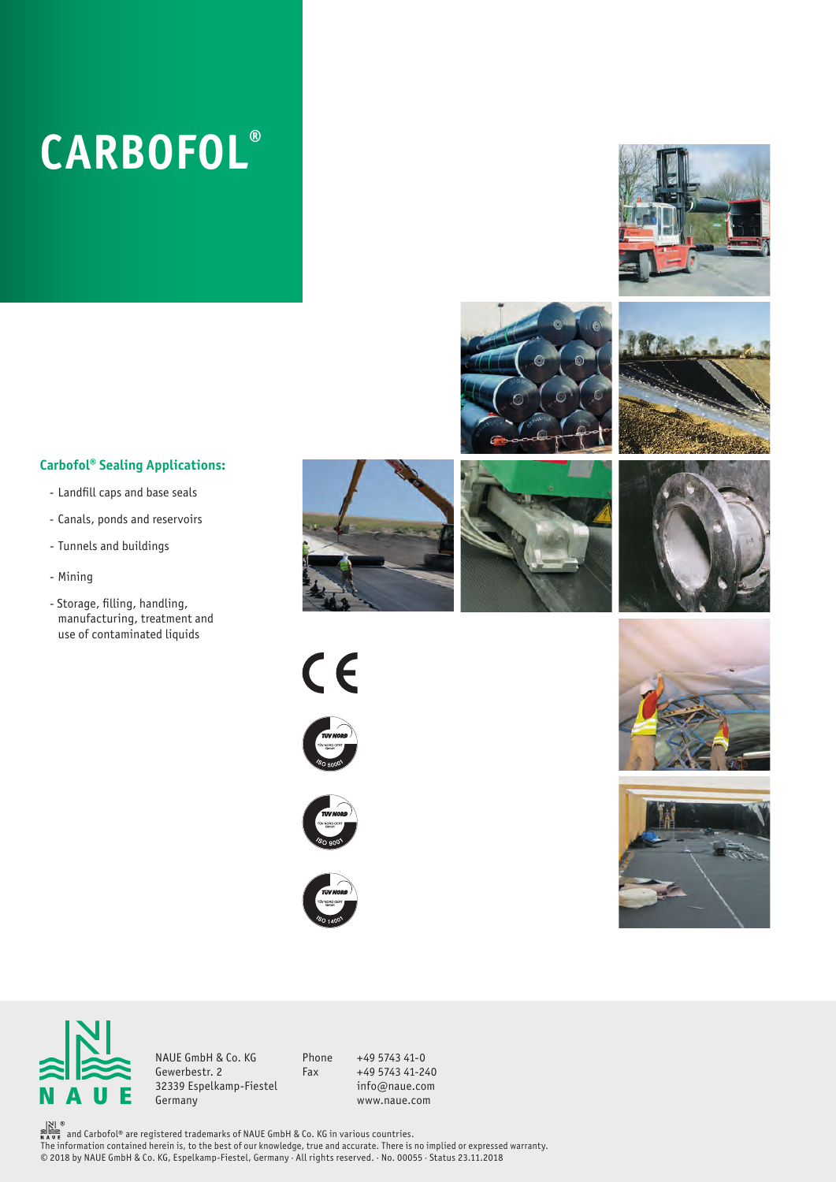# CARBOFOL®

**Carbofol® Sealing Applications:**

- Landfill caps and base seals
- Canals, ponds and reservoirs
- Tunnels and buildings
- Mining
- Storage, filling, handling, manufacturing, treatment and use of contaminated liquids

NAUE GmbH & Co. KG
Gewerbestr. 2
32339 Espelkamp-Fiestel
Germany

Phone +49 5743 41-0
Fax +49 5743 41-240
info@naue.com
www.naue.com

NAUE® and Carbofol® are registered trademarks of NAUE GmbH & Co. KG in various countries.
The information contained herein is, to the best of our knowledge, true and accurate. There is no implied or expressed warranty.
© 2018 by NAUE GmbH & Co. KG, Espelkamp-Fiestel, Germany · All rights reserved. · No. 00055 · Status 23.11.2018